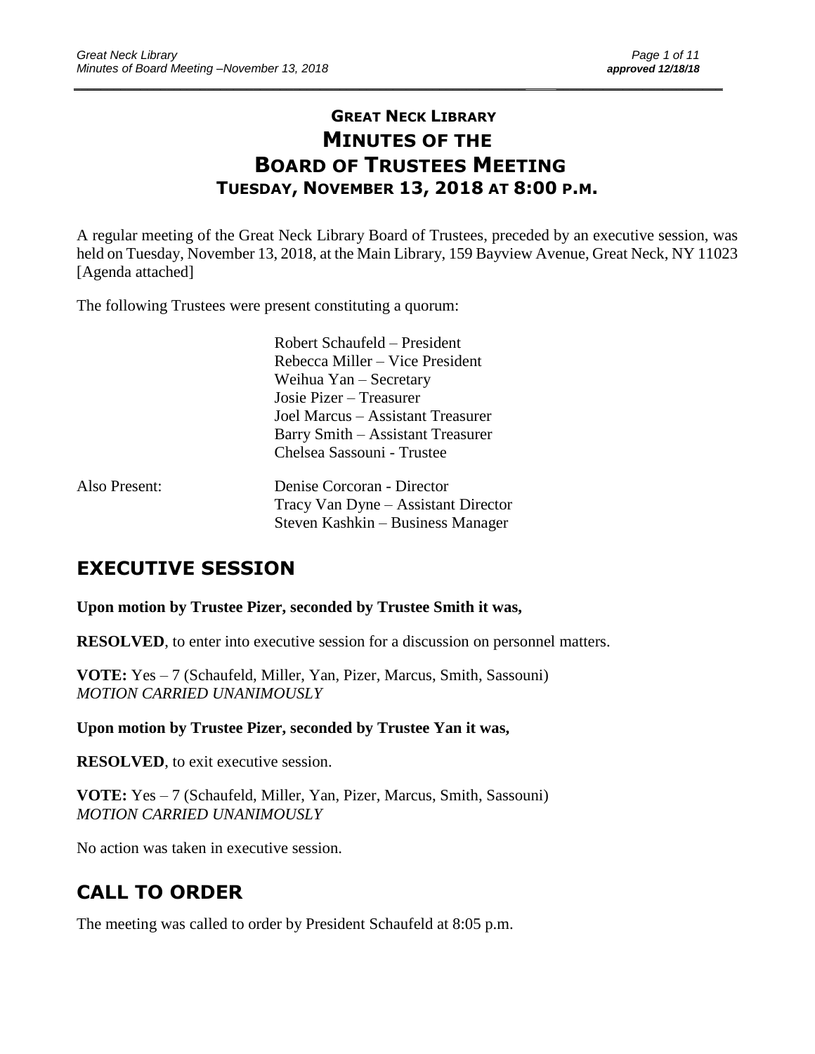# GREAT NECK LIBRARY
# MINUTES OF THE BOARD OF TRUSTEES MEETING
## TUESDAY, NOVEMBER 13, 2018 AT 8:00 P.M.

A regular meeting of the Great Neck Library Board of Trustees, preceded by an executive session, was held on Tuesday, November 13, 2018, at the Main Library, 159 Bayview Avenue, Great Neck, NY 11023 [Agenda attached]

The following Trustees were present constituting a quorum:

Robert Schaufeld – President
Rebecca Miller – Vice President
Weihua Yan – Secretary
Josie Pizer – Treasurer
Joel Marcus – Assistant Treasurer
Barry Smith – Assistant Treasurer
Chelsea Sassouni - Trustee

Also Present:

Denise Corcoran - Director
Tracy Van Dyne – Assistant Director
Steven Kashkin – Business Manager

## EXECUTIVE SESSION

**Upon motion by Trustee Pizer, seconded by Trustee Smith it was,**

**RESOLVED**, to enter into executive session for a discussion on personnel matters.

**VOTE:** Yes – 7 (Schaufeld, Miller, Yan, Pizer, Marcus, Smith, Sassouni)
*MOTION CARRIED UNANIMOUSLY*

**Upon motion by Trustee Pizer, seconded by Trustee Yan it was,**

**RESOLVED**, to exit executive session.

**VOTE:** Yes – 7 (Schaufeld, Miller, Yan, Pizer, Marcus, Smith, Sassouni)
*MOTION CARRIED UNANIMOUSLY*

No action was taken in executive session.

## CALL TO ORDER

The meeting was called to order by President Schaufeld at 8:05 p.m.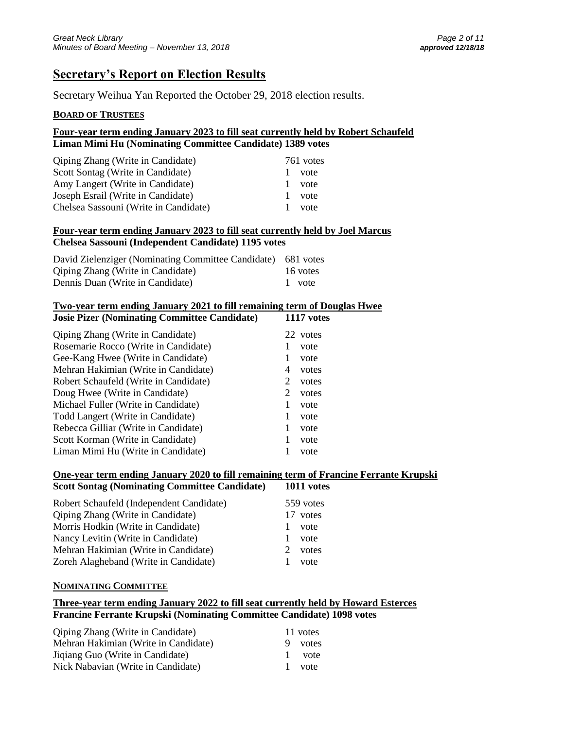## Secretary's Report on Election Results

Secretary Weihua Yan Reported the October 29, 2018 election results.

### BOARD OF TRUSTEES

**Four-year term ending January 2023 to fill seat currently held by Robert Schaufeld**
**Liman Mimi Hu (Nominating Committee Candidate) 1389 votes**

| | |
|---|---|
| Qiping Zhang (Write in Candidate) | 761 votes |
| Scott Sontag (Write in Candidate) | 1 vote |
| Amy Langert (Write in Candidate) | 1 vote |
| Joseph Esrail (Write in Candidate) | 1 vote |
| Chelsea Sassouni (Write in Candidate) | 1 vote |

**Four-year term ending January 2023 to fill seat currently held by Joel Marcus**
**Chelsea Sassouni (Independent Candidate) 1195 votes**

| | |
|---|---|
| David Zielenziger (Nominating Committee Candidate) | 681 votes |
| Qiping Zhang (Write in Candidate) | 16 votes |
| Dennis Duan (Write in Candidate) | 1 vote |

**Two-year term ending January 2021 to fill remaining term of Douglas Hwee**

| **Josie Pizer (Nominating Committee Candidate)** | **1117 votes** |
|---|---|
| Qiping Zhang (Write in Candidate) | 22 votes |
| Rosemarie Rocco (Write in Candidate) | 1 vote |
| Gee-Kang Hwee (Write in Candidate) | 1 vote |
| Mehran Hakimian (Write in Candidate) | 4 votes |
| Robert Schaufeld (Write in Candidate) | 2 votes |
| Doug Hwee (Write in Candidate) | 2 votes |
| Michael Fuller (Write in Candidate) | 1 vote |
| Todd Langert (Write in Candidate) | 1 vote |
| Rebecca Gilliar (Write in Candidate) | 1 vote |
| Scott Korman (Write in Candidate) | 1 vote |
| Liman Mimi Hu (Write in Candidate) | 1 vote |

**One-year term ending January 2020 to fill remaining term of Francine Ferrante Krupski**

| **Scott Sontag (Nominating Committee Candidate)** | **1011 votes** |
|---|---|
| Robert Schaufeld (Independent Candidate) | 559 votes |
| Qiping Zhang (Write in Candidate) | 17 votes |
| Morris Hodkin (Write in Candidate) | 1 vote |
| Nancy Levitin (Write in Candidate) | 1 vote |
| Mehran Hakimian (Write in Candidate) | 2 votes |
| Zoreh Alagheband (Write in Candidate) | 1 vote |

### NOMINATING COMMITTEE

**Three-year term ending January 2022 to fill seat currently held by Howard Esterces**
**Francine Ferrante Krupski (Nominating Committee Candidate) 1098 votes**

| | |
|---|---|
| Qiping Zhang (Write in Candidate) | 11 votes |
| Mehran Hakimian (Write in Candidate) | 9 votes |
| Jiqiang Guo (Write in Candidate) | 1 vote |
| Nick Nabavian (Write in Candidate) | 1 vote |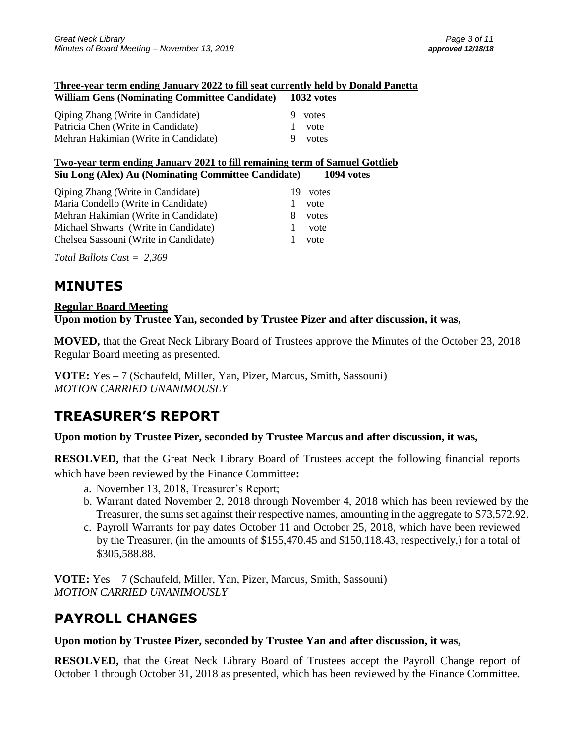**Three-year term ending January 2022 to fill seat currently held by Donald Panetta**

**William Gens (Nominating Committee Candidate) 1032 votes**

| | |
|---|---|
| Qiping Zhang (Write in Candidate) | 9 votes |
| Patricia Chen (Write in Candidate) | 1 vote |
| Mehran Hakimian (Write in Candidate) | 9 votes |

**Two-year term ending January 2021 to fill remaining term of Samuel Gottlieb**

**Siu Long (Alex) Au (Nominating Committee Candidate) 1094 votes**

| | |
|---|---|
| Qiping Zhang (Write in Candidate) | 19 votes |
| Maria Condello (Write in Candidate) | 1 vote |
| Mehran Hakimian (Write in Candidate) | 8 votes |
| Michael Shwarts (Write in Candidate) | 1 vote |
| Chelsea Sassouni (Write in Candidate) | 1 vote |

*Total Ballots Cast = 2,369*

# MINUTES

**Regular Board Meeting**

**Upon motion by Trustee Yan, seconded by Trustee Pizer and after discussion, it was,**

**MOVED,** that the Great Neck Library Board of Trustees approve the Minutes of the October 23, 2018 Regular Board meeting as presented.

**VOTE:** Yes – 7 (Schaufeld, Miller, Yan, Pizer, Marcus, Smith, Sassouni)
*MOTION CARRIED UNANIMOUSLY*

# TREASURER'S REPORT

**Upon motion by Trustee Pizer, seconded by Trustee Marcus and after discussion, it was,**

**RESOLVED,** that the Great Neck Library Board of Trustees accept the following financial reports which have been reviewed by the Finance Committee**:**

a. November 13, 2018, Treasurer's Report;
b. Warrant dated November 2, 2018 through November 4, 2018 which has been reviewed by the Treasurer, the sums set against their respective names, amounting in the aggregate to $73,572.92.
c. Payroll Warrants for pay dates October 11 and October 25, 2018, which have been reviewed by the Treasurer, (in the amounts of $155,470.45 and $150,118.43, respectively,) for a total of $305,588.88.

**VOTE:** Yes – 7 (Schaufeld, Miller, Yan, Pizer, Marcus, Smith, Sassouni)
*MOTION CARRIED UNANIMOUSLY*

# PAYROLL CHANGES

**Upon motion by Trustee Pizer, seconded by Trustee Yan and after discussion, it was,**

**RESOLVED,** that the Great Neck Library Board of Trustees accept the Payroll Change report of October 1 through October 31, 2018 as presented, which has been reviewed by the Finance Committee.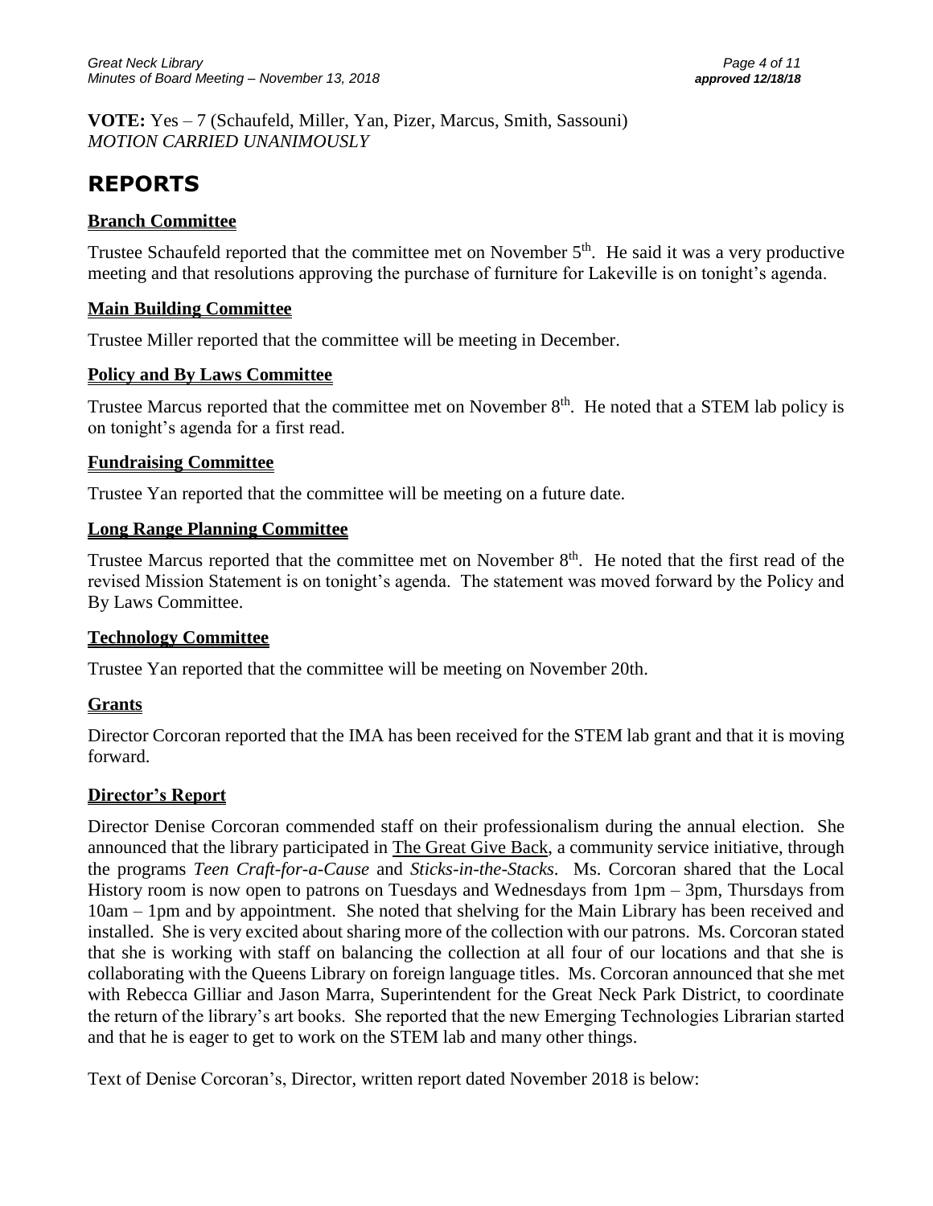**VOTE:** Yes – 7 (Schaufeld, Miller, Yan, Pizer, Marcus, Smith, Sassouni)
*MOTION CARRIED UNANIMOUSLY*

# REPORTS

## Branch Committee

Trustee Schaufeld reported that the committee met on November 5th. He said it was a very productive meeting and that resolutions approving the purchase of furniture for Lakeville is on tonight's agenda.

## Main Building Committee

Trustee Miller reported that the committee will be meeting in December.

## Policy and By Laws Committee

Trustee Marcus reported that the committee met on November 8th. He noted that a STEM lab policy is on tonight's agenda for a first read.

## Fundraising Committee

Trustee Yan reported that the committee will be meeting on a future date.

## Long Range Planning Committee

Trustee Marcus reported that the committee met on November 8th. He noted that the first read of the revised Mission Statement is on tonight's agenda. The statement was moved forward by the Policy and By Laws Committee.

## Technology Committee

Trustee Yan reported that the committee will be meeting on November 20th.

## Grants

Director Corcoran reported that the IMA has been received for the STEM lab grant and that it is moving forward.

## Director's Report

Director Denise Corcoran commended staff on their professionalism during the annual election. She announced that the library participated in The Great Give Back, a community service initiative, through the programs *Teen Craft-for-a-Cause* and *Sticks-in-the-Stacks*. Ms. Corcoran shared that the Local History room is now open to patrons on Tuesdays and Wednesdays from 1pm – 3pm, Thursdays from 10am – 1pm and by appointment. She noted that shelving for the Main Library has been received and installed. She is very excited about sharing more of the collection with our patrons. Ms. Corcoran stated that she is working with staff on balancing the collection at all four of our locations and that she is collaborating with the Queens Library on foreign language titles. Ms. Corcoran announced that she met with Rebecca Gilliar and Jason Marra, Superintendent for the Great Neck Park District, to coordinate the return of the library's art books. She reported that the new Emerging Technologies Librarian started and that he is eager to get to work on the STEM lab and many other things.

Text of Denise Corcoran's, Director, written report dated November 2018 is below: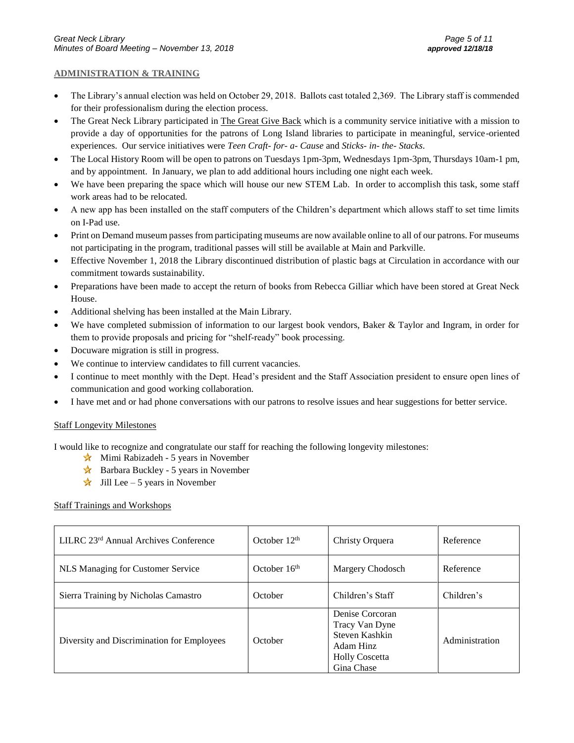## ADMINISTRATION & TRAINING

- The Library's annual election was held on October 29, 2018. Ballots cast totaled 2,369. The Library staff is commended for their professionalism during the election process.
- The Great Neck Library participated in The Great Give Back which is a community service initiative with a mission to provide a day of opportunities for the patrons of Long Island libraries to participate in meaningful, service-oriented experiences. Our service initiatives were *Teen Craft- for- a- Cause* and *Sticks- in- the- Stacks*.
- The Local History Room will be open to patrons on Tuesdays 1pm-3pm, Wednesdays 1pm-3pm, Thursdays 10am-1 pm, and by appointment. In January, we plan to add additional hours including one night each week.
- We have been preparing the space which will house our new STEM Lab. In order to accomplish this task, some staff work areas had to be relocated.
- A new app has been installed on the staff computers of the Children's department which allows staff to set time limits on I-Pad use.
- Print on Demand museum passes from participating museums are now available online to all of our patrons. For museums not participating in the program, traditional passes will still be available at Main and Parkville.
- Effective November 1, 2018 the Library discontinued distribution of plastic bags at Circulation in accordance with our commitment towards sustainability.
- Preparations have been made to accept the return of books from Rebecca Gilliar which have been stored at Great Neck House.
- Additional shelving has been installed at the Main Library.
- We have completed submission of information to our largest book vendors, Baker & Taylor and Ingram, in order for them to provide proposals and pricing for "shelf-ready" book processing.
- Docuware migration is still in progress.
- We continue to interview candidates to fill current vacancies.
- I continue to meet monthly with the Dept. Head's president and the Staff Association president to ensure open lines of communication and good working collaboration.
- I have met and or had phone conversations with our patrons to resolve issues and hear suggestions for better service.

### Staff Longevity Milestones

I would like to recognize and congratulate our staff for reaching the following longevity milestones:

- ★ Mimi Rabizadeh - 5 years in November
- ★ Barbara Buckley - 5 years in November
- ★ Jill Lee – 5 years in November

### Staff Trainings and Workshops

| | | | |
|---|---|---|---|
| LILRC 23rd Annual Archives Conference | October 12th | Christy Orquera | Reference |
| NLS Managing for Customer Service | October 16th | Margery Chodosch | Reference |
| Sierra Training by Nicholas Camastro | October | Children's Staff | Children's |
| Diversity and Discrimination for Employees | October | Denise Corcoran<br>Tracy Van Dyne<br>Steven Kashkin<br>Adam Hinz<br>Holly Coscetta<br>Gina Chase | Administration |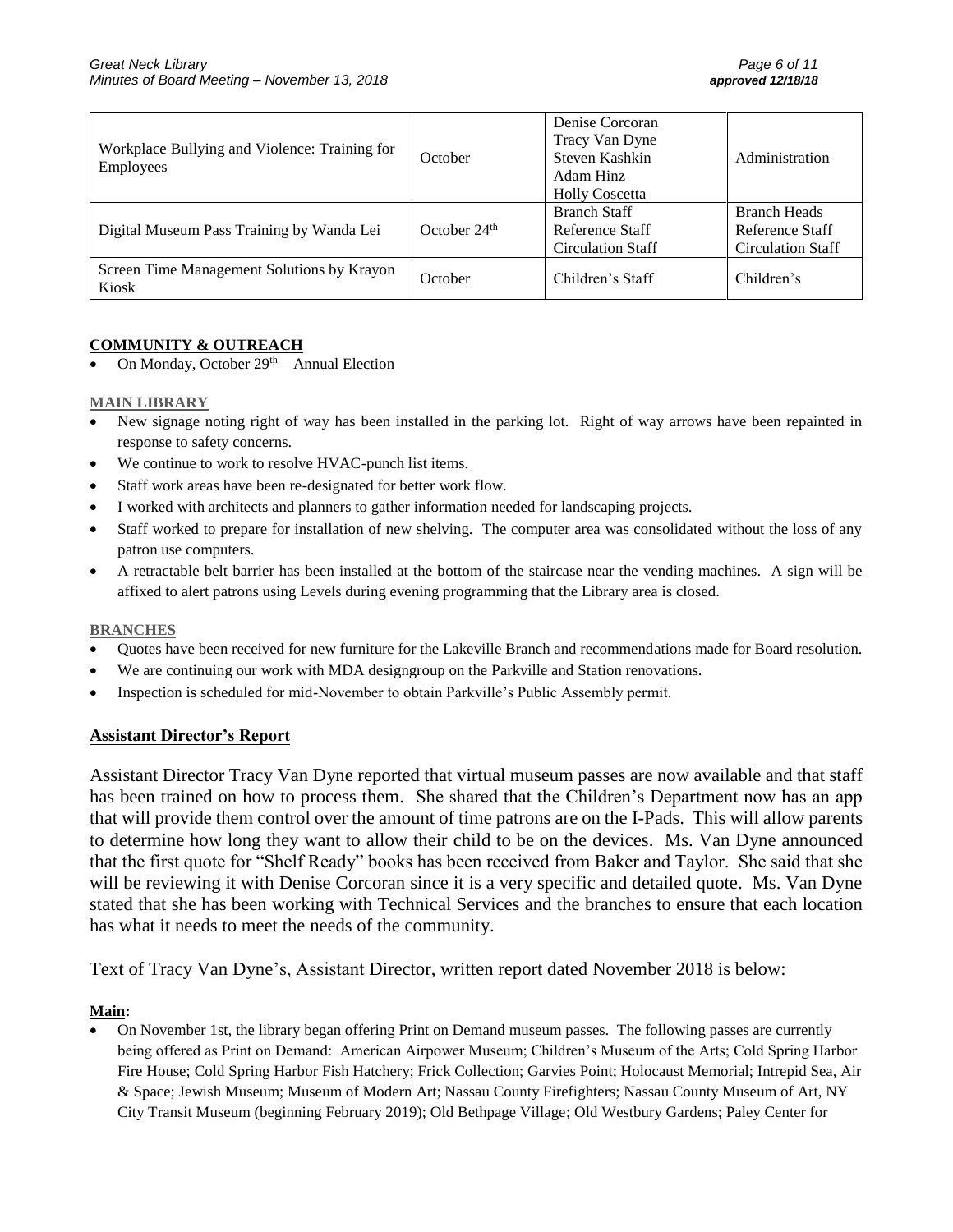| Workplace Bullying and Violence: Training for Employees | October | Denise Corcoran<br>Tracy Van Dyne<br>Steven Kashkin<br>Adam Hinz<br>Holly Coscetta | Administration |
|---|---|---|---|
| Digital Museum Pass Training by Wanda Lei | October 24th | Branch Staff<br>Reference Staff<br>Circulation Staff | Branch Heads<br>Reference Staff<br>Circulation Staff |
| Screen Time Management Solutions by Krayon Kiosk | October | Children's Staff | Children's |

**COMMUNITY & OUTREACH**

- On Monday, October 29th – Annual Election

**MAIN LIBRARY**

- New signage noting right of way has been installed in the parking lot. Right of way arrows have been repainted in response to safety concerns.
- We continue to work to resolve HVAC-punch list items.
- Staff work areas have been re-designated for better work flow.
- I worked with architects and planners to gather information needed for landscaping projects.
- Staff worked to prepare for installation of new shelving. The computer area was consolidated without the loss of any patron use computers.
- A retractable belt barrier has been installed at the bottom of the staircase near the vending machines. A sign will be affixed to alert patrons using Levels during evening programming that the Library area is closed.

**BRANCHES**

- Quotes have been received for new furniture for the Lakeville Branch and recommendations made for Board resolution.
- We are continuing our work with MDA designgroup on the Parkville and Station renovations.
- Inspection is scheduled for mid-November to obtain Parkville's Public Assembly permit.

## Assistant Director's Report

Assistant Director Tracy Van Dyne reported that virtual museum passes are now available and that staff has been trained on how to process them. She shared that the Children's Department now has an app that will provide them control over the amount of time patrons are on the I-Pads. This will allow parents to determine how long they want to allow their child to be on the devices. Ms. Van Dyne announced that the first quote for "Shelf Ready" books has been received from Baker and Taylor. She said that she will be reviewing it with Denise Corcoran since it is a very specific and detailed quote. Ms. Van Dyne stated that she has been working with Technical Services and the branches to ensure that each location has what it needs to meet the needs of the community.

Text of Tracy Van Dyne's, Assistant Director, written report dated November 2018 is below:

**Main:**

- On November 1st, the library began offering Print on Demand museum passes. The following passes are currently being offered as Print on Demand: American Airpower Museum; Children's Museum of the Arts; Cold Spring Harbor Fire House; Cold Spring Harbor Fish Hatchery; Frick Collection; Garvies Point; Holocaust Memorial; Intrepid Sea, Air & Space; Jewish Museum; Museum of Modern Art; Nassau County Firefighters; Nassau County Museum of Art, NY City Transit Museum (beginning February 2019); Old Bethpage Village; Old Westbury Gardens; Paley Center for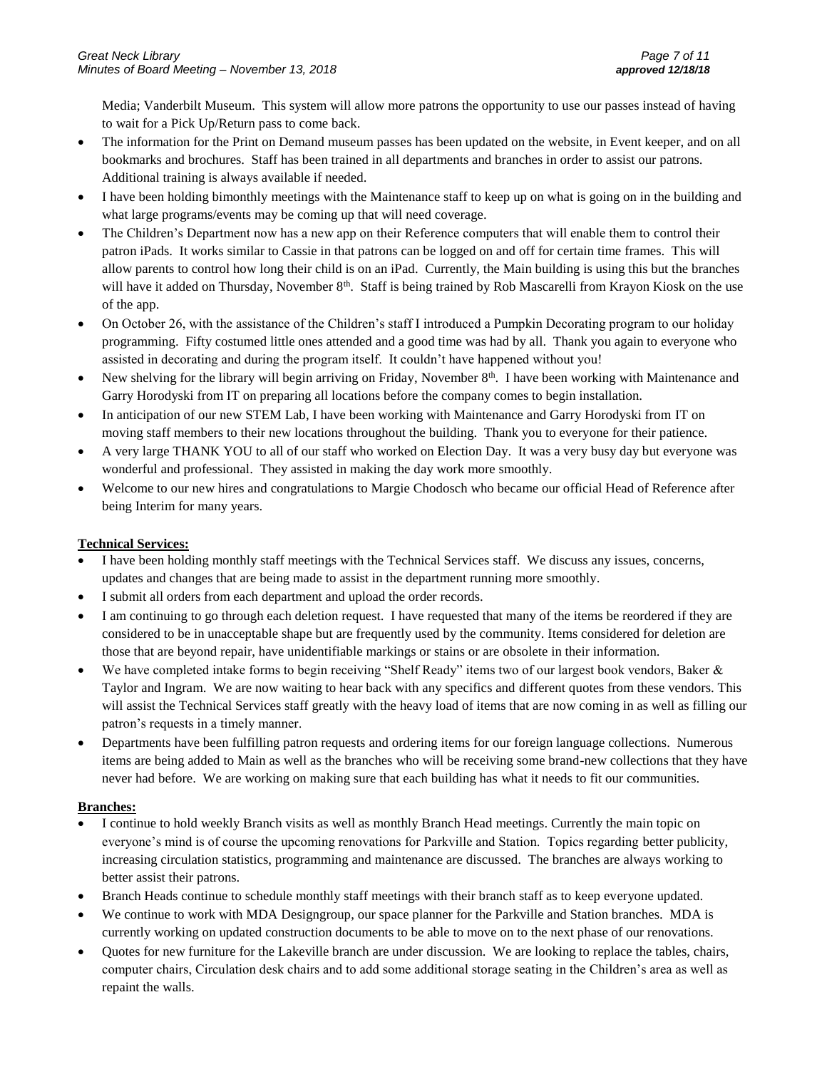Media; Vanderbilt Museum. This system will allow more patrons the opportunity to use our passes instead of having to wait for a Pick Up/Return pass to come back.

- The information for the Print on Demand museum passes has been updated on the website, in Event keeper, and on all bookmarks and brochures. Staff has been trained in all departments and branches in order to assist our patrons. Additional training is always available if needed.
- I have been holding bimonthly meetings with the Maintenance staff to keep up on what is going on in the building and what large programs/events may be coming up that will need coverage.
- The Children's Department now has a new app on their Reference computers that will enable them to control their patron iPads. It works similar to Cassie in that patrons can be logged on and off for certain time frames. This will allow parents to control how long their child is on an iPad. Currently, the Main building is using this but the branches will have it added on Thursday, November 8th. Staff is being trained by Rob Mascarelli from Krayon Kiosk on the use of the app.
- On October 26, with the assistance of the Children's staff I introduced a Pumpkin Decorating program to our holiday programming. Fifty costumed little ones attended and a good time was had by all. Thank you again to everyone who assisted in decorating and during the program itself. It couldn't have happened without you!
- New shelving for the library will begin arriving on Friday, November 8th. I have been working with Maintenance and Garry Horodyski from IT on preparing all locations before the company comes to begin installation.
- In anticipation of our new STEM Lab, I have been working with Maintenance and Garry Horodyski from IT on moving staff members to their new locations throughout the building. Thank you to everyone for their patience.
- A very large THANK YOU to all of our staff who worked on Election Day. It was a very busy day but everyone was wonderful and professional. They assisted in making the day work more smoothly.
- Welcome to our new hires and congratulations to Margie Chodosch who became our official Head of Reference after being Interim for many years.

**Technical Services:**

- I have been holding monthly staff meetings with the Technical Services staff. We discuss any issues, concerns, updates and changes that are being made to assist in the department running more smoothly.
- I submit all orders from each department and upload the order records.
- I am continuing to go through each deletion request. I have requested that many of the items be reordered if they are considered to be in unacceptable shape but are frequently used by the community. Items considered for deletion are those that are beyond repair, have unidentifiable markings or stains or are obsolete in their information.
- We have completed intake forms to begin receiving "Shelf Ready" items two of our largest book vendors, Baker & Taylor and Ingram. We are now waiting to hear back with any specifics and different quotes from these vendors. This will assist the Technical Services staff greatly with the heavy load of items that are now coming in as well as filling our patron's requests in a timely manner.
- Departments have been fulfilling patron requests and ordering items for our foreign language collections. Numerous items are being added to Main as well as the branches who will be receiving some brand-new collections that they have never had before. We are working on making sure that each building has what it needs to fit our communities.

**Branches:**

- I continue to hold weekly Branch visits as well as monthly Branch Head meetings. Currently the main topic on everyone's mind is of course the upcoming renovations for Parkville and Station. Topics regarding better publicity, increasing circulation statistics, programming and maintenance are discussed. The branches are always working to better assist their patrons.
- Branch Heads continue to schedule monthly staff meetings with their branch staff as to keep everyone updated.
- We continue to work with MDA Designgroup, our space planner for the Parkville and Station branches. MDA is currently working on updated construction documents to be able to move on to the next phase of our renovations.
- Quotes for new furniture for the Lakeville branch are under discussion. We are looking to replace the tables, chairs, computer chairs, Circulation desk chairs and to add some additional storage seating in the Children's area as well as repaint the walls.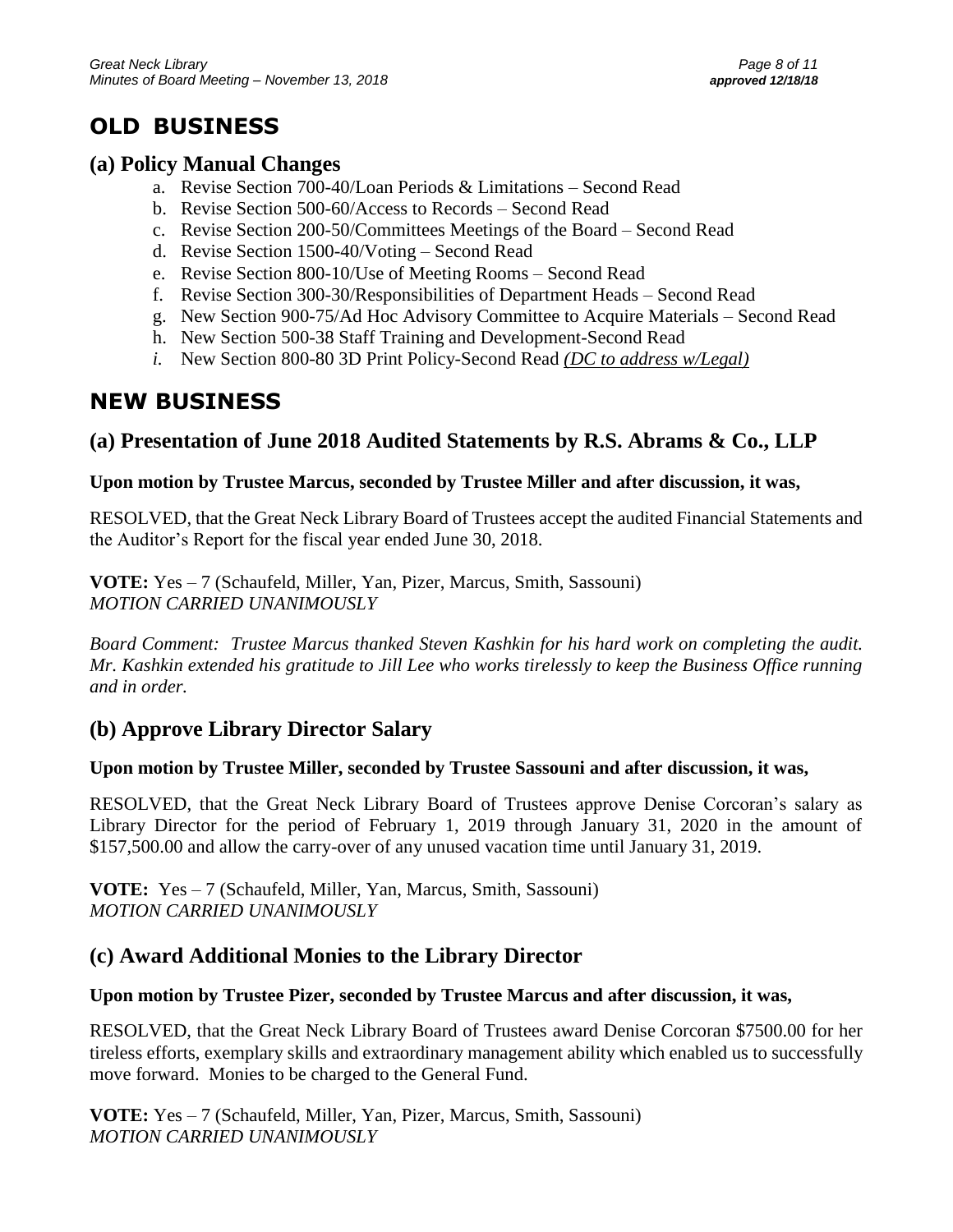# OLD BUSINESS

## (a) Policy Manual Changes

a. Revise Section 700-40/Loan Periods & Limitations – Second Read
b. Revise Section 500-60/Access to Records – Second Read
c. Revise Section 200-50/Committees Meetings of the Board – Second Read
d. Revise Section 1500-40/Voting – Second Read
e. Revise Section 800-10/Use of Meeting Rooms – Second Read
f. Revise Section 300-30/Responsibilities of Department Heads – Second Read
g. New Section 900-75/Ad Hoc Advisory Committee to Acquire Materials – Second Read
h. New Section 500-38 Staff Training and Development-Second Read
*i.* New Section 800-80 3D Print Policy-Second Read *(DC to address w/Legal)*

# NEW BUSINESS

## (a) Presentation of June 2018 Audited Statements by R.S. Abrams & Co., LLP

**Upon motion by Trustee Marcus, seconded by Trustee Miller and after discussion, it was,**

RESOLVED, that the Great Neck Library Board of Trustees accept the audited Financial Statements and the Auditor's Report for the fiscal year ended June 30, 2018.

**VOTE:** Yes – 7 (Schaufeld, Miller, Yan, Pizer, Marcus, Smith, Sassouni)
*MOTION CARRIED UNANIMOUSLY*

*Board Comment: Trustee Marcus thanked Steven Kashkin for his hard work on completing the audit. Mr. Kashkin extended his gratitude to Jill Lee who works tirelessly to keep the Business Office running and in order.*

## (b) Approve Library Director Salary

**Upon motion by Trustee Miller, seconded by Trustee Sassouni and after discussion, it was,**

RESOLVED, that the Great Neck Library Board of Trustees approve Denise Corcoran's salary as Library Director for the period of February 1, 2019 through January 31, 2020 in the amount of $157,500.00 and allow the carry-over of any unused vacation time until January 31, 2019.

**VOTE:** Yes – 7 (Schaufeld, Miller, Yan, Marcus, Smith, Sassouni)
*MOTION CARRIED UNANIMOUSLY*

## (c) Award Additional Monies to the Library Director

**Upon motion by Trustee Pizer, seconded by Trustee Marcus and after discussion, it was,**

RESOLVED, that the Great Neck Library Board of Trustees award Denise Corcoran $7500.00 for her tireless efforts, exemplary skills and extraordinary management ability which enabled us to successfully move forward. Monies to be charged to the General Fund.

**VOTE:** Yes – 7 (Schaufeld, Miller, Yan, Pizer, Marcus, Smith, Sassouni)
*MOTION CARRIED UNANIMOUSLY*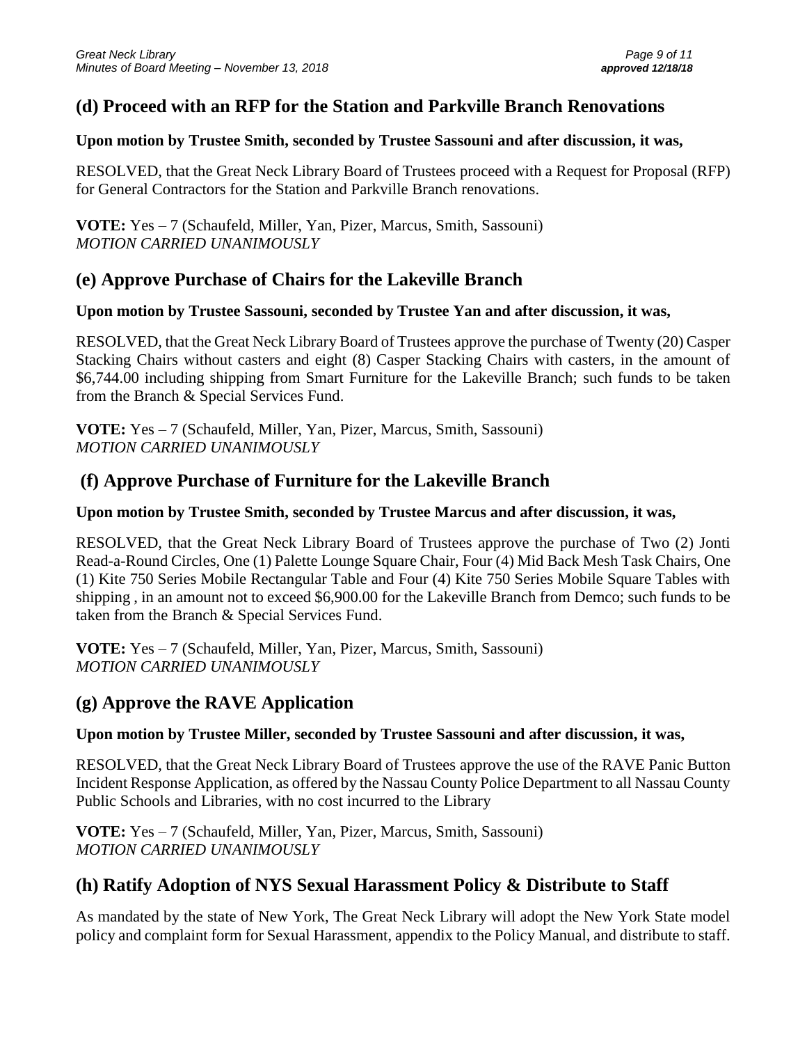## (d) Proceed with an RFP for the Station and Parkville Branch Renovations

**Upon motion by Trustee Smith, seconded by Trustee Sassouni and after discussion, it was,**

RESOLVED, that the Great Neck Library Board of Trustees proceed with a Request for Proposal (RFP) for General Contractors for the Station and Parkville Branch renovations.

**VOTE:** Yes – 7 (Schaufeld, Miller, Yan, Pizer, Marcus, Smith, Sassouni)
*MOTION CARRIED UNANIMOUSLY*

## (e) Approve Purchase of Chairs for the Lakeville Branch

**Upon motion by Trustee Sassouni, seconded by Trustee Yan and after discussion, it was,**

RESOLVED, that the Great Neck Library Board of Trustees approve the purchase of Twenty (20) Casper Stacking Chairs without casters and eight (8) Casper Stacking Chairs with casters, in the amount of $6,744.00 including shipping from Smart Furniture for the Lakeville Branch; such funds to be taken from the Branch & Special Services Fund.

**VOTE:** Yes – 7 (Schaufeld, Miller, Yan, Pizer, Marcus, Smith, Sassouni)
*MOTION CARRIED UNANIMOUSLY*

## (f) Approve Purchase of Furniture for the Lakeville Branch

**Upon motion by Trustee Smith, seconded by Trustee Marcus and after discussion, it was,**

RESOLVED, that the Great Neck Library Board of Trustees approve the purchase of Two (2) Jonti Read-a-Round Circles, One (1) Palette Lounge Square Chair, Four (4) Mid Back Mesh Task Chairs, One (1) Kite 750 Series Mobile Rectangular Table and Four (4) Kite 750 Series Mobile Square Tables with shipping , in an amount not to exceed $6,900.00 for the Lakeville Branch from Demco; such funds to be taken from the Branch & Special Services Fund.

**VOTE:** Yes – 7 (Schaufeld, Miller, Yan, Pizer, Marcus, Smith, Sassouni)
*MOTION CARRIED UNANIMOUSLY*

## (g) Approve the RAVE Application

**Upon motion by Trustee Miller, seconded by Trustee Sassouni and after discussion, it was,**

RESOLVED, that the Great Neck Library Board of Trustees approve the use of the RAVE Panic Button Incident Response Application, as offered by the Nassau County Police Department to all Nassau County Public Schools and Libraries, with no cost incurred to the Library

**VOTE:** Yes – 7 (Schaufeld, Miller, Yan, Pizer, Marcus, Smith, Sassouni)
*MOTION CARRIED UNANIMOUSLY*

## (h) Ratify Adoption of NYS Sexual Harassment Policy & Distribute to Staff

As mandated by the state of New York, The Great Neck Library will adopt the New York State model policy and complaint form for Sexual Harassment, appendix to the Policy Manual, and distribute to staff.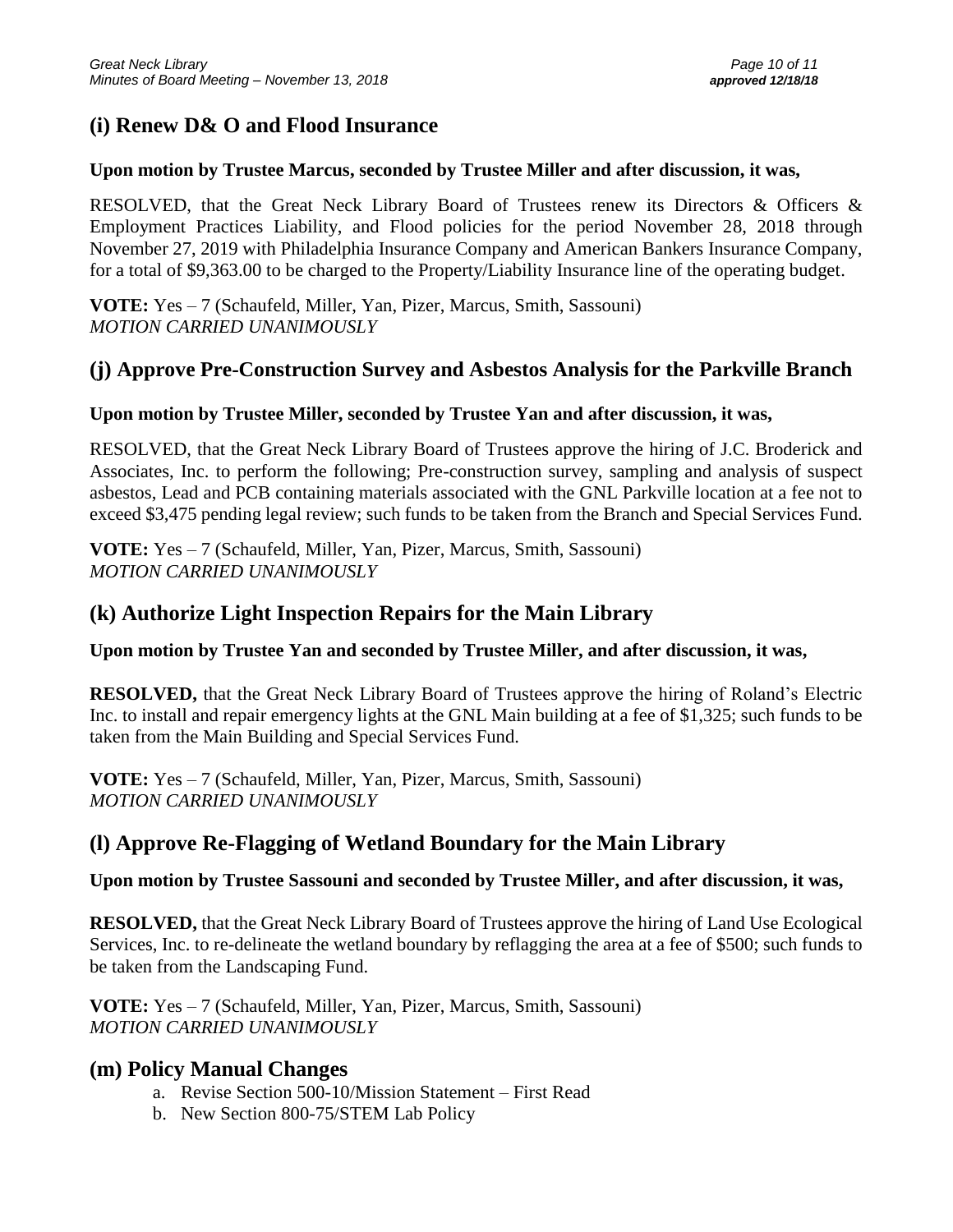## (i) Renew D& O and Flood Insurance

**Upon motion by Trustee Marcus, seconded by Trustee Miller and after discussion, it was,**

RESOLVED, that the Great Neck Library Board of Trustees renew its Directors & Officers & Employment Practices Liability, and Flood policies for the period November 28, 2018 through November 27, 2019 with Philadelphia Insurance Company and American Bankers Insurance Company, for a total of $9,363.00 to be charged to the Property/Liability Insurance line of the operating budget.

**VOTE:** Yes – 7 (Schaufeld, Miller, Yan, Pizer, Marcus, Smith, Sassouni)
*MOTION CARRIED UNANIMOUSLY*

## (j) Approve Pre-Construction Survey and Asbestos Analysis for the Parkville Branch

**Upon motion by Trustee Miller, seconded by Trustee Yan and after discussion, it was,**

RESOLVED, that the Great Neck Library Board of Trustees approve the hiring of J.C. Broderick and Associates, Inc. to perform the following; Pre-construction survey, sampling and analysis of suspect asbestos, Lead and PCB containing materials associated with the GNL Parkville location at a fee not to exceed $3,475 pending legal review; such funds to be taken from the Branch and Special Services Fund.

**VOTE:** Yes – 7 (Schaufeld, Miller, Yan, Pizer, Marcus, Smith, Sassouni)
*MOTION CARRIED UNANIMOUSLY*

## (k) Authorize Light Inspection Repairs for the Main Library

**Upon motion by Trustee Yan and seconded by Trustee Miller, and after discussion, it was,**

**RESOLVED,** that the Great Neck Library Board of Trustees approve the hiring of Roland's Electric Inc. to install and repair emergency lights at the GNL Main building at a fee of $1,325; such funds to be taken from the Main Building and Special Services Fund.

**VOTE:** Yes – 7 (Schaufeld, Miller, Yan, Pizer, Marcus, Smith, Sassouni)
*MOTION CARRIED UNANIMOUSLY*

## (l) Approve Re-Flagging of Wetland Boundary for the Main Library

**Upon motion by Trustee Sassouni and seconded by Trustee Miller, and after discussion, it was,**

**RESOLVED,** that the Great Neck Library Board of Trustees approve the hiring of Land Use Ecological Services, Inc. to re-delineate the wetland boundary by reflagging the area at a fee of $500; such funds to be taken from the Landscaping Fund.

**VOTE:** Yes – 7 (Schaufeld, Miller, Yan, Pizer, Marcus, Smith, Sassouni)
*MOTION CARRIED UNANIMOUSLY*

## (m) Policy Manual Changes

a. Revise Section 500-10/Mission Statement – First Read
b. New Section 800-75/STEM Lab Policy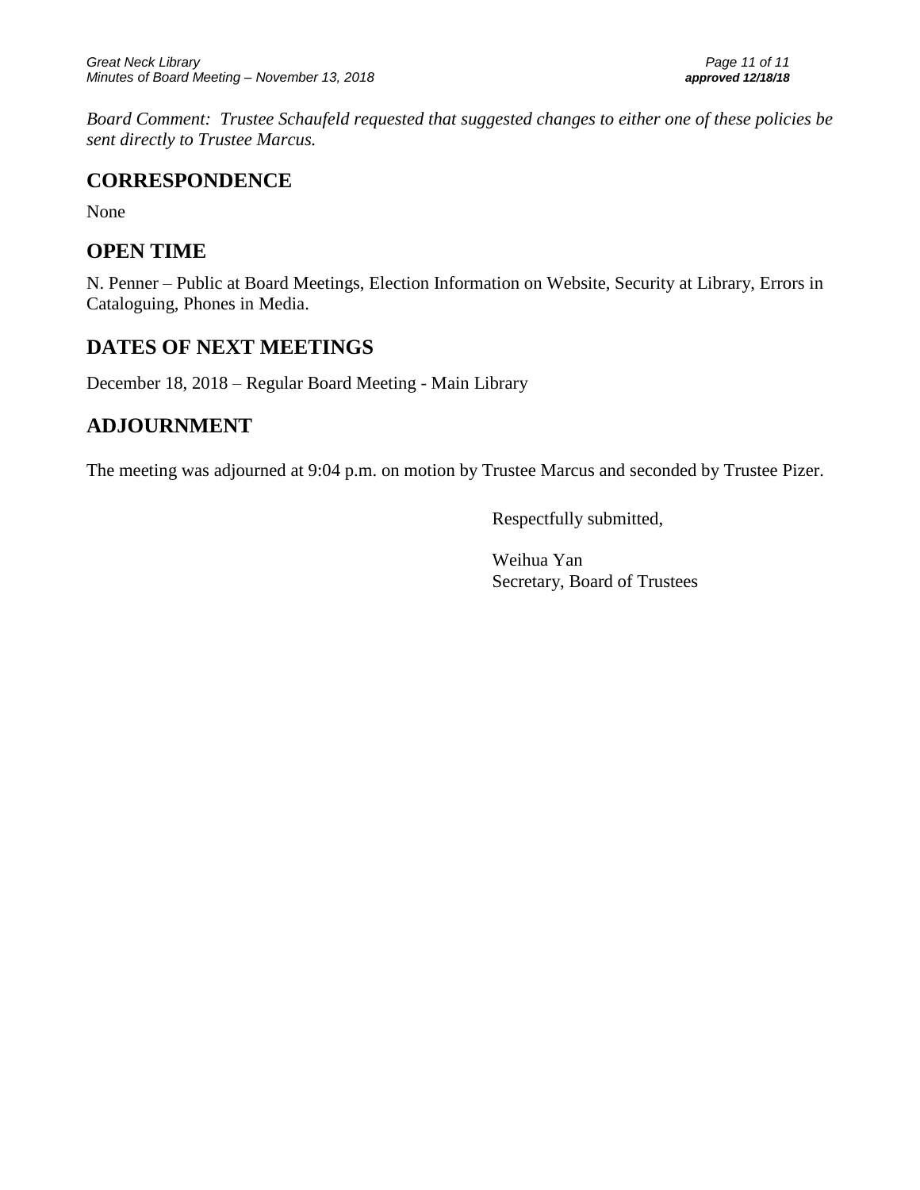*Board Comment: Trustee Schaufeld requested that suggested changes to either one of these policies be sent directly to Trustee Marcus.*

## CORRESPONDENCE

None

## OPEN TIME

N. Penner – Public at Board Meetings, Election Information on Website, Security at Library, Errors in Cataloguing, Phones in Media.

## DATES OF NEXT MEETINGS

December 18, 2018 – Regular Board Meeting - Main Library

## ADJOURNMENT

The meeting was adjourned at 9:04 p.m. on motion by Trustee Marcus and seconded by Trustee Pizer.

Respectfully submitted,

Weihua Yan
Secretary, Board of Trustees